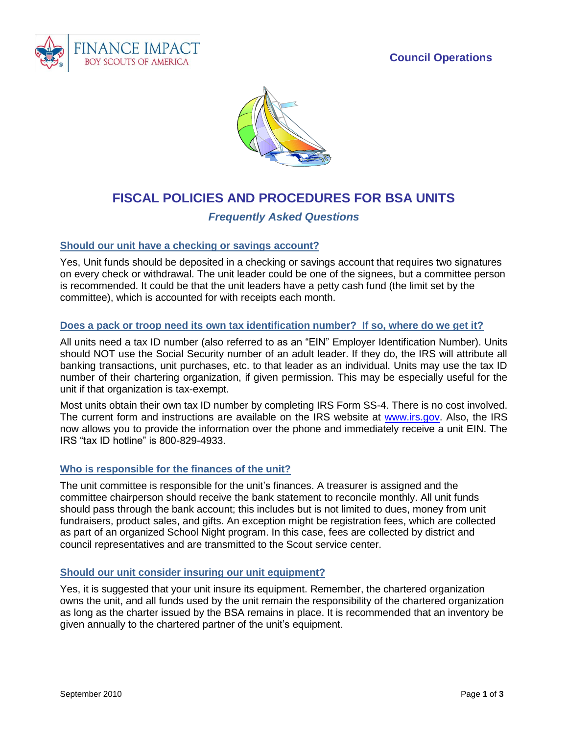FINANCE IMPACT
BOY SCOUTS OF AMERICA

**Council Operations**

# FISCAL POLICIES AND PROCEDURES FOR BSA UNITS

*Frequently Asked Questions*

## Should our unit have a checking or savings account?

Yes, Unit funds should be deposited in a checking or savings account that requires two signatures on every check or withdrawal. The unit leader could be one of the signees, but a committee person is recommended. It could be that the unit leaders have a petty cash fund (the limit set by the committee), which is accounted for with receipts each month.

## Does a pack or troop need its own tax identification number? If so, where do we get it?

All units need a tax ID number (also referred to as an "EIN" Employer Identification Number). Units should NOT use the Social Security number of an adult leader. If they do, the IRS will attribute all banking transactions, unit purchases, etc. to that leader as an individual. Units may use the tax ID number of their chartering organization, if given permission. This may be especially useful for the unit if that organization is tax-exempt.

Most units obtain their own tax ID number by completing IRS Form SS-4. There is no cost involved. The current form and instructions are available on the IRS website at [www.irs.gov](http://www.irs.gov). Also, the IRS now allows you to provide the information over the phone and immediately receive a unit EIN. The IRS "tax ID hotline" is 800-829-4933.

## Who is responsible for the finances of the unit?

The unit committee is responsible for the unit's finances. A treasurer is assigned and the committee chairperson should receive the bank statement to reconcile monthly. All unit funds should pass through the bank account; this includes but is not limited to dues, money from unit fundraisers, product sales, and gifts. An exception might be registration fees, which are collected as part of an organized School Night program. In this case, fees are collected by district and council representatives and are transmitted to the Scout service center.

## Should our unit consider insuring our unit equipment?

Yes, it is suggested that your unit insure its equipment. Remember, the chartered organization owns the unit, and all funds used by the unit remain the responsibility of the chartered organization as long as the charter issued by the BSA remains in place. It is recommended that an inventory be given annually to the chartered partner of the unit's equipment.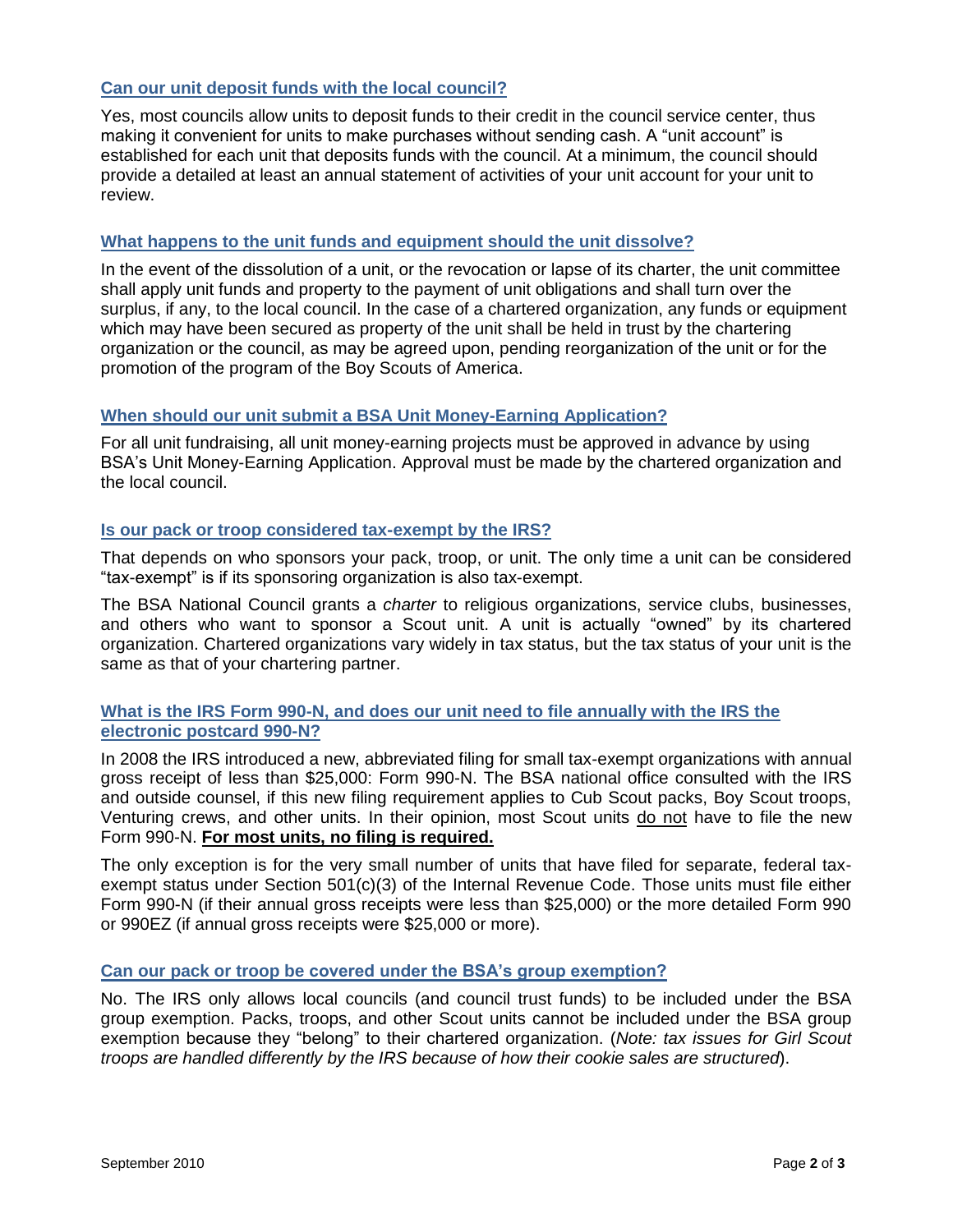### Can our unit deposit funds with the local council?

Yes, most councils allow units to deposit funds to their credit in the council service center, thus making it convenient for units to make purchases without sending cash. A "unit account" is established for each unit that deposits funds with the council. At a minimum, the council should provide a detailed at least an annual statement of activities of your unit account for your unit to review.

### What happens to the unit funds and equipment should the unit dissolve?

In the event of the dissolution of a unit, or the revocation or lapse of its charter, the unit committee shall apply unit funds and property to the payment of unit obligations and shall turn over the surplus, if any, to the local council. In the case of a chartered organization, any funds or equipment which may have been secured as property of the unit shall be held in trust by the chartering organization or the council, as may be agreed upon, pending reorganization of the unit or for the promotion of the program of the Boy Scouts of America.

### When should our unit submit a BSA Unit Money-Earning Application?

For all unit fundraising, all unit money-earning projects must be approved in advance by using BSA's Unit Money-Earning Application. Approval must be made by the chartered organization and the local council.

### Is our pack or troop considered tax-exempt by the IRS?

That depends on who sponsors your pack, troop, or unit. The only time a unit can be considered "tax-exempt" is if its sponsoring organization is also tax-exempt.

The BSA National Council grants a *charter* to religious organizations, service clubs, businesses, and others who want to sponsor a Scout unit. A unit is actually "owned" by its chartered organization. Chartered organizations vary widely in tax status, but the tax status of your unit is the same as that of your chartering partner.

### What is the IRS Form 990-N, and does our unit need to file annually with the IRS the electronic postcard 990-N?

In 2008 the IRS introduced a new, abbreviated filing for small tax-exempt organizations with annual gross receipt of less than $25,000: Form 990-N. The BSA national office consulted with the IRS and outside counsel, if this new filing requirement applies to Cub Scout packs, Boy Scout troops, Venturing crews, and other units. In their opinion, most Scout units <u>do not</u> have to file the new Form 990-N. **<u>For most units, no filing is required.</u>**

The only exception is for the very small number of units that have filed for separate, federal tax-exempt status under Section 501(c)(3) of the Internal Revenue Code. Those units must file either Form 990-N (if their annual gross receipts were less than $25,000) or the more detailed Form 990 or 990EZ (if annual gross receipts were $25,000 or more).

### Can our pack or troop be covered under the BSA's group exemption?

No. The IRS only allows local councils (and council trust funds) to be included under the BSA group exemption. Packs, troops, and other Scout units cannot be included under the BSA group exemption because they "belong" to their chartered organization. (*Note: tax issues for Girl Scout troops are handled differently by the IRS because of how their cookie sales are structured*).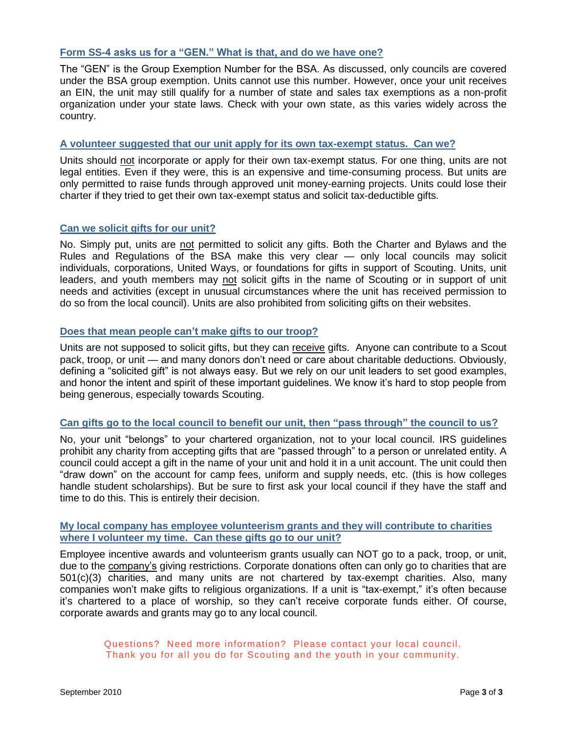### Form SS-4 asks us for a "GEN." What is that, and do we have one?

The "GEN" is the Group Exemption Number for the BSA. As discussed, only councils are covered under the BSA group exemption. Units cannot use this number. However, once your unit receives an EIN, the unit may still qualify for a number of state and sales tax exemptions as a non-profit organization under your state laws. Check with your own state, as this varies widely across the country.

### A volunteer suggested that our unit apply for its own tax-exempt status. Can we?

Units should not incorporate or apply for their own tax-exempt status. For one thing, units are not legal entities. Even if they were, this is an expensive and time-consuming process. But units are only permitted to raise funds through approved unit money-earning projects. Units could lose their charter if they tried to get their own tax-exempt status and solicit tax-deductible gifts.

### Can we solicit gifts for our unit?

No. Simply put, units are not permitted to solicit any gifts. Both the Charter and Bylaws and the Rules and Regulations of the BSA make this very clear — only local councils may solicit individuals, corporations, United Ways, or foundations for gifts in support of Scouting. Units, unit leaders, and youth members may not solicit gifts in the name of Scouting or in support of unit needs and activities (except in unusual circumstances where the unit has received permission to do so from the local council). Units are also prohibited from soliciting gifts on their websites.

### Does that mean people can't make gifts to our troop?

Units are not supposed to solicit gifts, but they can receive gifts. Anyone can contribute to a Scout pack, troop, or unit — and many donors don't need or care about charitable deductions. Obviously, defining a "solicited gift" is not always easy. But we rely on our unit leaders to set good examples, and honor the intent and spirit of these important guidelines. We know it's hard to stop people from being generous, especially towards Scouting.

### Can gifts go to the local council to benefit our unit, then "pass through" the council to us?

No, your unit "belongs" to your chartered organization, not to your local council. IRS guidelines prohibit any charity from accepting gifts that are "passed through" to a person or unrelated entity. A council could accept a gift in the name of your unit and hold it in a unit account. The unit could then "draw down" on the account for camp fees, uniform and supply needs, etc. (this is how colleges handle student scholarships). But be sure to first ask your local council if they have the staff and time to do this. This is entirely their decision.

### My local company has employee volunteerism grants and they will contribute to charities where I volunteer my time. Can these gifts go to our unit?

Employee incentive awards and volunteerism grants usually can NOT go to a pack, troop, or unit, due to the company's giving restrictions. Corporate donations often can only go to charities that are 501(c)(3) charities, and many units are not chartered by tax-exempt charities. Also, many companies won't make gifts to religious organizations. If a unit is "tax-exempt," it's often because it's chartered to a place of worship, so they can't receive corporate funds either. Of course, corporate awards and grants may go to any local council.

Questions? Need more information? Please contact your local council.
Thank you for all you do for Scouting and the youth in your community.

September 2010